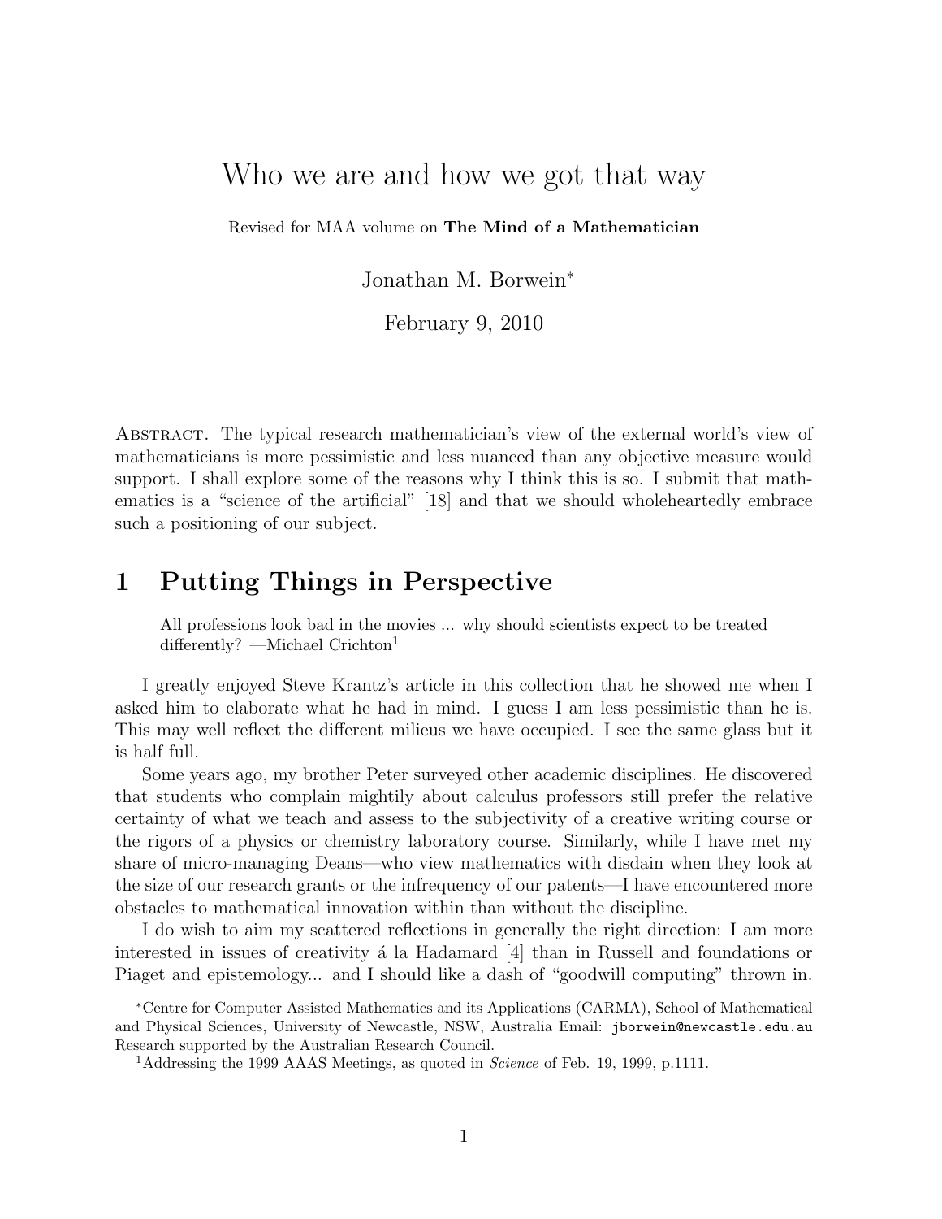# Who we are and how we got that way

Revised for MAA volume on **The Mind of a Mathematician**

Jonathan M. Borwein*

February 9, 2010

Abstract. The typical research mathematician's view of the external world's view of mathematicians is more pessimistic and less nuanced than any objective measure would support. I shall explore some of the reasons why I think this is so. I submit that mathematics is a "science of the artificial" [18] and that we should wholeheartedly embrace such a positioning of our subject.

## 1 Putting Things in Perspective

> All professions look bad in the movies ... why should scientists expect to be treated differently? —Michael Crichton[1]

I greatly enjoyed Steve Krantz's article in this collection that he showed me when I asked him to elaborate what he had in mind. I guess I am less pessimistic than he is. This may well reflect the different milieus we have occupied. I see the same glass but it is half full.

Some years ago, my brother Peter surveyed other academic disciplines. He discovered that students who complain mightily about calculus professors still prefer the relative certainty of what we teach and assess to the subjectivity of a creative writing course or the rigors of a physics or chemistry laboratory course. Similarly, while I have met my share of micro-managing Deans—who view mathematics with disdain when they look at the size of our research grants or the infrequency of our patents—I have encountered more obstacles to mathematical innovation within than without the discipline.

I do wish to aim my scattered reflections in generally the right direction: I am more interested in issues of creativity á la Hadamard [4] than in Russell and foundations or Piaget and epistemology... and I should like a dash of "goodwill computing" thrown in.

---

*Centre for Computer Assisted Mathematics and its Applications (CARMA), School of Mathematical and Physical Sciences, University of Newcastle, NSW, Australia Email: jborwein@newcastle.edu.au Research supported by the Australian Research Council.

[1] Addressing the 1999 AAAS Meetings, as quoted in *Science* of Feb. 19, 1999, p.1111.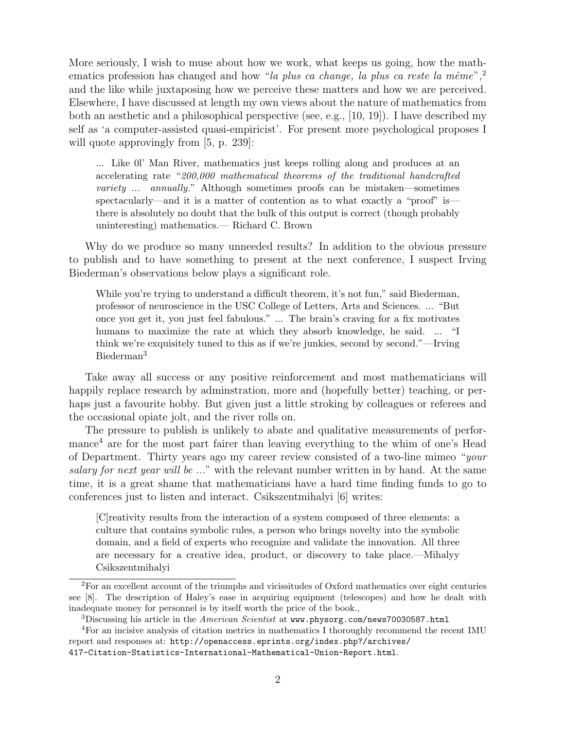More seriously, I wish to muse about how we work, what keeps us going, how the mathematics profession has changed and how "*la plus ca change, la plus ca reste la même*",[2] and the like while juxtaposing how we perceive these matters and how we are perceived. Elsewhere, I have discussed at length my own views about the nature of mathematics from both an aesthetic and a philosophical perspective (see, e.g., [10, 19]). I have described my self as 'a computer-assisted quasi-empiricist'. For present more psychological proposes I will quote approvingly from [5, p. 239]:

> ... Like 0l' Man River, mathematics just keeps rolling along and produces at an accelerating rate "*200,000 mathematical theorems of the traditional handcrafted variety ... annually.*" Although sometimes proofs can be mistaken—sometimes spectacularly—and it is a matter of contention as to what exactly a "proof" is—there is absolutely no doubt that the bulk of this output is correct (though probably uninteresting) mathematics.— Richard C. Brown

Why do we produce so many unneeded results? In addition to the obvious pressure to publish and to have something to present at the next conference, I suspect Irving Biederman's observations below plays a significant role.

> While you're trying to understand a difficult theorem, it's not fun," said Biederman, professor of neuroscience in the USC College of Letters, Arts and Sciences. ... "But once you get it, you just feel fabulous." ... The brain's craving for a fix motivates humans to maximize the rate at which they absorb knowledge, he said. ... "I think we're exquisitely tuned to this as if we're junkies, second by second."—Irving Biederman[3]

Take away all success or any positive reinforcement and most mathematicians will happily replace research by adminstration, more and (hopefully better) teaching, or perhaps just a favourite hobby. But given just a little stroking by colleagues or referees and the occasional opiate jolt, and the river rolls on.

The pressure to publish is unlikely to abate and qualitative measurements of performance[4] are for the most part fairer than leaving everything to the whim of one's Head of Department. Thirty years ago my career review consisted of a two-line mimeo "*your salary for next year will be ...*" with the relevant number written in by hand. At the same time, it is a great shame that mathematicians have a hard time finding funds to go to conferences just to listen and interact. Csikszentmihalyi [6] writes:

> [C]reativity results from the interaction of a system composed of three elements: a culture that contains symbolic rules, a person who brings novelty into the symbolic domain, and a field of experts who recognize and validate the innovation. All three are necessary for a creative idea, product, or discovery to take place.—Mihalyy Csikszentmihalyi

---

[2] For an excellent account of the triumphs and vicissitudes of Oxford mathematics over eight centuries see [8]. The description of Haley's ease in acquiring equipment (telescopes) and how he dealt with inadequate money for personnel is by itself worth the price of the book.,

[3] Discussing his article in the *American Scientist* at `www.physorg.com/news70030587.html`

[4] For an incisive analysis of citation metrics in mathematics I thoroughly recommend the recent IMU report and responses at: `http://openaccess.eprints.org/index.php?/archives/417-Citation-Statistics-International-Mathematical-Union-Report.html`.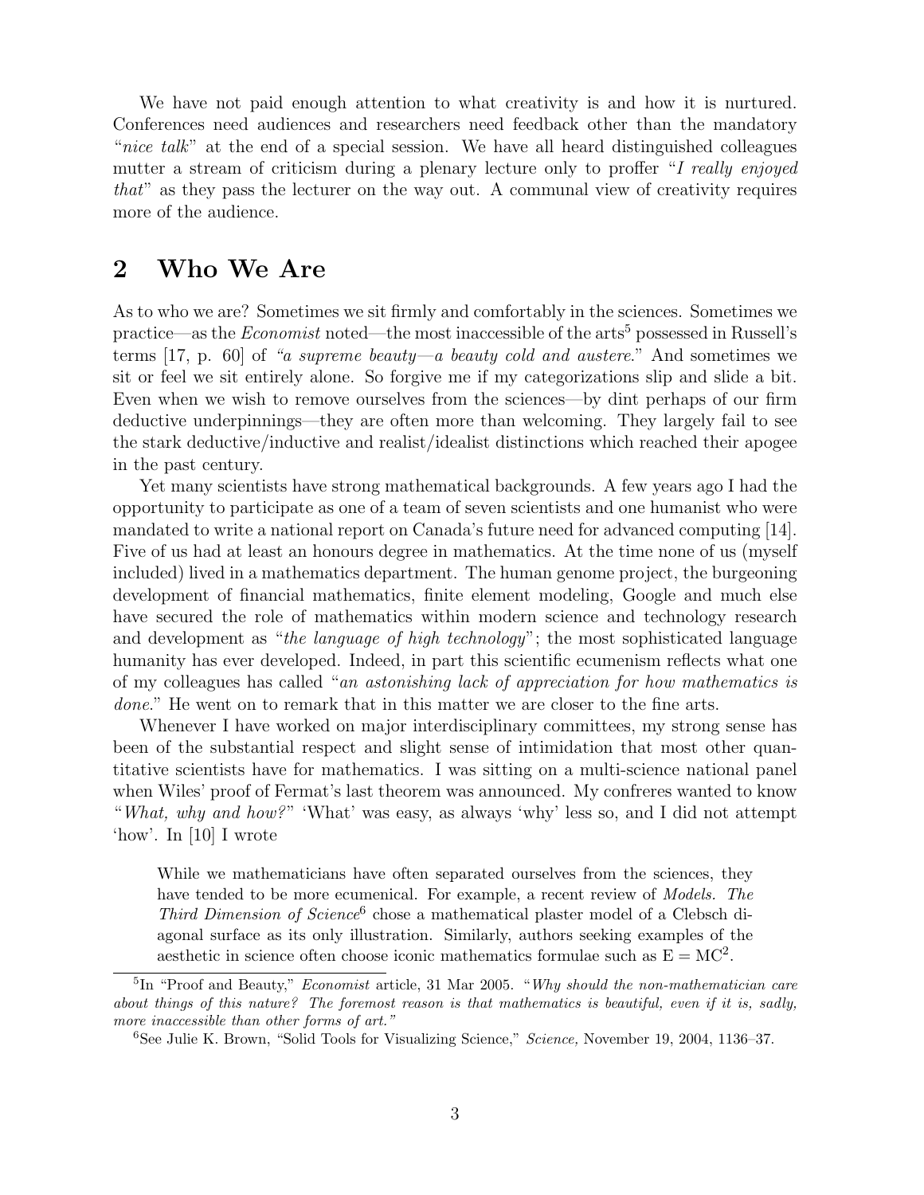We have not paid enough attention to what creativity is and how it is nurtured. Conferences need audiences and researchers need feedback other than the mandatory "*nice talk*" at the end of a special session. We have all heard distinguished colleagues mutter a stream of criticism during a plenary lecture only to proffer "*I really enjoyed that*" as they pass the lecturer on the way out. A communal view of creativity requires more of the audience.

## 2 Who We Are

As to who we are? Sometimes we sit firmly and comfortably in the sciences. Sometimes we practice—as the *Economist* noted—the most inaccessible of the arts[5] possessed in Russell's terms [17, p. 60] of *"a supreme beauty—a beauty cold and austere*." And sometimes we sit or feel we sit entirely alone. So forgive me if my categorizations slip and slide a bit. Even when we wish to remove ourselves from the sciences—by dint perhaps of our firm deductive underpinnings—they are often more than welcoming. They largely fail to see the stark deductive/inductive and realist/idealist distinctions which reached their apogee in the past century.

Yet many scientists have strong mathematical backgrounds. A few years ago I had the opportunity to participate as one of a team of seven scientists and one humanist who were mandated to write a national report on Canada's future need for advanced computing [14]. Five of us had at least an honours degree in mathematics. At the time none of us (myself included) lived in a mathematics department. The human genome project, the burgeoning development of financial mathematics, finite element modeling, Google and much else have secured the role of mathematics within modern science and technology research and development as "*the language of high technology*"; the most sophisticated language humanity has ever developed. Indeed, in part this scientific ecumenism reflects what one of my colleagues has called "*an astonishing lack of appreciation for how mathematics is done*." He went on to remark that in this matter we are closer to the fine arts.

Whenever I have worked on major interdisciplinary committees, my strong sense has been of the substantial respect and slight sense of intimidation that most other quantitative scientists have for mathematics. I was sitting on a multi-science national panel when Wiles' proof of Fermat's last theorem was announced. My confreres wanted to know "*What, why and how?*" 'What' was easy, as always 'why' less so, and I did not attempt 'how'. In [10] I wrote

> While we mathematicians have often separated ourselves from the sciences, they have tended to be more ecumenical. For example, a recent review of *Models. The Third Dimension of Science*[6] chose a mathematical plaster model of a Clebsch diagonal surface as its only illustration. Similarly, authors seeking examples of the aesthetic in science often choose iconic mathematics formulae such as $E = MC^2$.

---

[5] In "Proof and Beauty," *Economist* article, 31 Mar 2005. "*Why should the non-mathematician care about things of this nature? The foremost reason is that mathematics is beautiful, even if it is, sadly, more inaccessible than other forms of art.*"

[6] See Julie K. Brown, "Solid Tools for Visualizing Science," *Science,* November 19, 2004, 1136–37.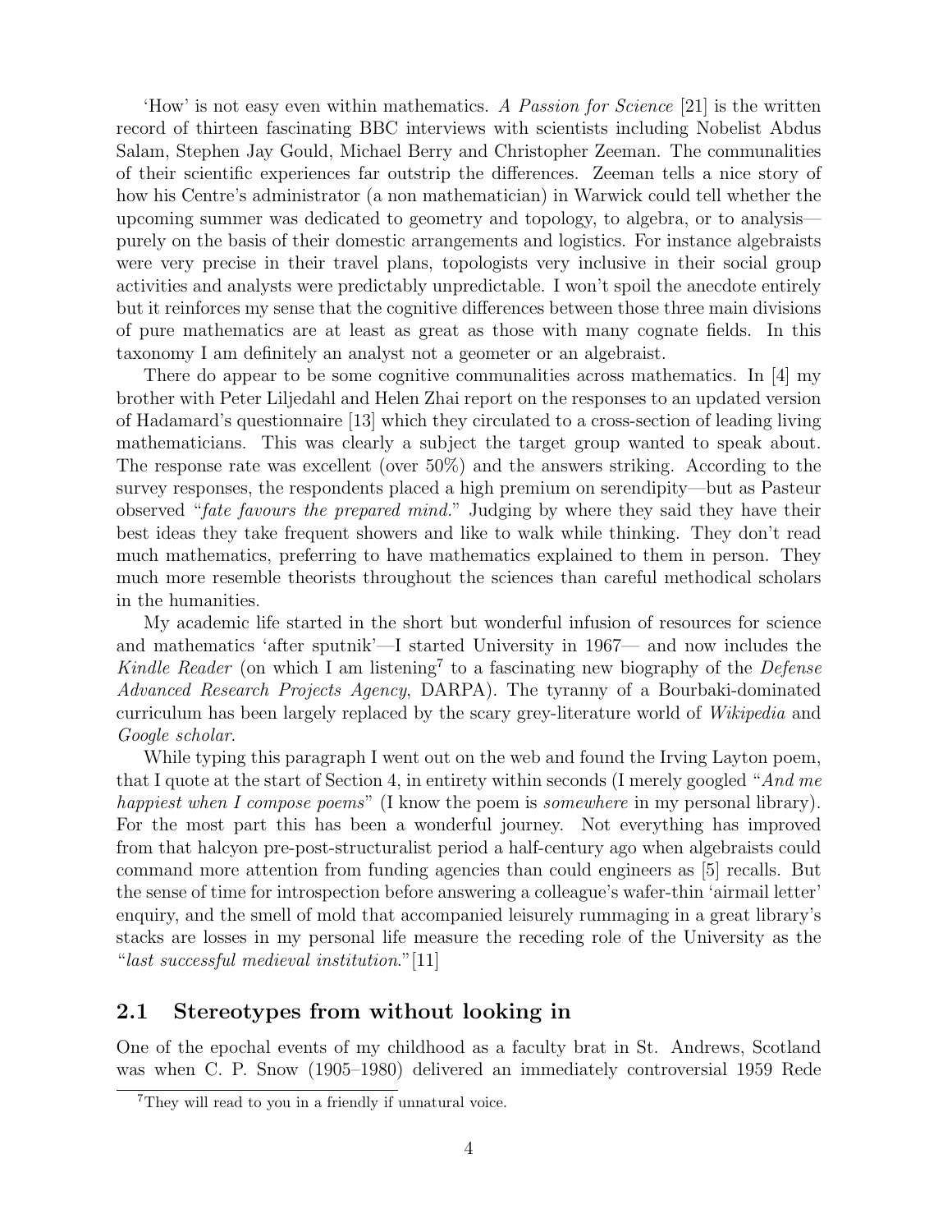'How' is not easy even within mathematics. *A Passion for Science* [21] is the written record of thirteen fascinating BBC interviews with scientists including Nobelist Abdus Salam, Stephen Jay Gould, Michael Berry and Christopher Zeeman. The communalities of their scientific experiences far outstrip the differences. Zeeman tells a nice story of how his Centre's administrator (a non mathematician) in Warwick could tell whether the upcoming summer was dedicated to geometry and topology, to algebra, or to analysis—purely on the basis of their domestic arrangements and logistics. For instance algebraists were very precise in their travel plans, topologists very inclusive in their social group activities and analysts were predictably unpredictable. I won't spoil the anecdote entirely but it reinforces my sense that the cognitive differences between those three main divisions of pure mathematics are at least as great as those with many cognate fields. In this taxonomy I am definitely an analyst not a geometer or an algebraist.

There do appear to be some cognitive communalities across mathematics. In [4] my brother with Peter Liljedahl and Helen Zhai report on the responses to an updated version of Hadamard's questionnaire [13] which they circulated to a cross-section of leading living mathematicians. This was clearly a subject the target group wanted to speak about. The response rate was excellent (over 50%) and the answers striking. According to the survey responses, the respondents placed a high premium on serendipity—but as Pasteur observed "*fate favours the prepared mind.*" Judging by where they said they have their best ideas they take frequent showers and like to walk while thinking. They don't read much mathematics, preferring to have mathematics explained to them in person. They much more resemble theorists throughout the sciences than careful methodical scholars in the humanities.

My academic life started in the short but wonderful infusion of resources for science and mathematics 'after sputnik'—I started University in 1967— and now includes the *Kindle Reader* (on which I am listening[7] to a fascinating new biography of the *Defense Advanced Research Projects Agency*, DARPA). The tyranny of a Bourbaki-dominated curriculum has been largely replaced by the scary grey-literature world of *Wikipedia* and *Google scholar*.

While typing this paragraph I went out on the web and found the Irving Layton poem, that I quote at the start of Section 4, in entirety within seconds (I merely googled "*And me happiest when I compose poems*" (I know the poem is *somewhere* in my personal library). For the most part this has been a wonderful journey. Not everything has improved from that halcyon pre-post-structuralist period a half-century ago when algebraists could command more attention from funding agencies than could engineers as [5] recalls. But the sense of time for introspection before answering a colleague's wafer-thin 'airmail letter' enquiry, and the smell of mold that accompanied leisurely rummaging in a great library's stacks are losses in my personal life measure the receding role of the University as the "*last successful medieval institution.*"[11]

## 2.1 Stereotypes from without looking in

One of the epochal events of my childhood as a faculty brat in St. Andrews, Scotland was when C. P. Snow (1905–1980) delivered an immediately controversial 1959 Rede

[7] They will read to you in a friendly if unnatural voice.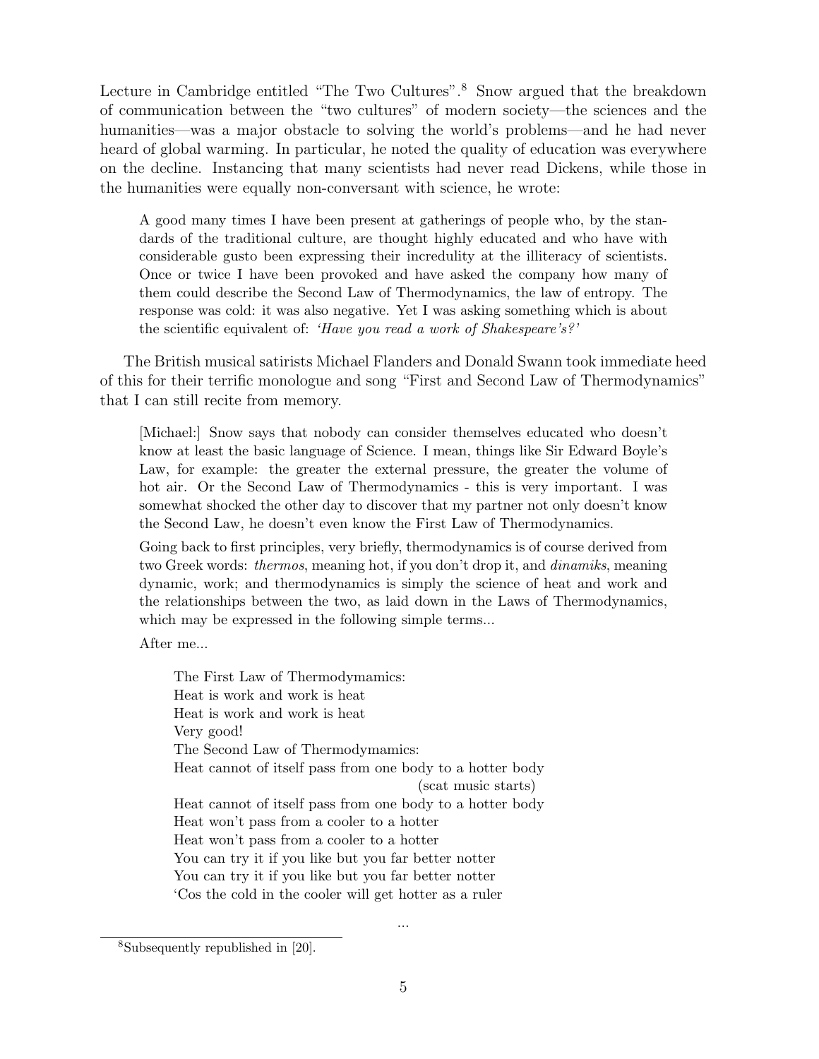Lecture in Cambridge entitled "The Two Cultures".[8] Snow argued that the breakdown of communication between the "two cultures" of modern society—the sciences and the humanities—was a major obstacle to solving the world's problems—and he had never heard of global warming. In particular, he noted the quality of education was everywhere on the decline. Instancing that many scientists had never read Dickens, while those in the humanities were equally non-conversant with science, he wrote:

> A good many times I have been present at gatherings of people who, by the standards of the traditional culture, are thought highly educated and who have with considerable gusto been expressing their incredulity at the illiteracy of scientists. Once or twice I have been provoked and have asked the company how many of them could describe the Second Law of Thermodynamics, the law of entropy. The response was cold: it was also negative. Yet I was asking something which is about the scientific equivalent of: *'Have you read a work of Shakespeare's?'*

The British musical satirists Michael Flanders and Donald Swann took immediate heed of this for their terrific monologue and song "First and Second Law of Thermodynamics" that I can still recite from memory.

> [Michael:] Snow says that nobody can consider themselves educated who doesn't know at least the basic language of Science. I mean, things like Sir Edward Boyle's Law, for example: the greater the external pressure, the greater the volume of hot air. Or the Second Law of Thermodynamics - this is very important. I was somewhat shocked the other day to discover that my partner not only doesn't know the Second Law, he doesn't even know the First Law of Thermodynamics.
>
> Going back to first principles, very briefly, thermodynamics is of course derived from two Greek words: *thermos*, meaning hot, if you don't drop it, and *dinamiks*, meaning dynamic, work; and thermodynamics is simply the science of heat and work and the relationships between the two, as laid down in the Laws of Thermodynamics, which may be expressed in the following simple terms...
>
> After me...
>
> The First Law of Thermodymamics:
> Heat is work and work is heat
> Heat is work and work is heat
> Very good!
> The Second Law of Thermodymamics:
> Heat cannot of itself pass from one body to a hotter body
> (scat music starts)
> Heat cannot of itself pass from one body to a hotter body
> Heat won't pass from a cooler to a hotter
> Heat won't pass from a cooler to a hotter
> You can try it if you like but you far better notter
> You can try it if you like but you far better notter
> 'Cos the cold in the cooler will get hotter as a ruler
>
> ...

[8] Subsequently republished in [20].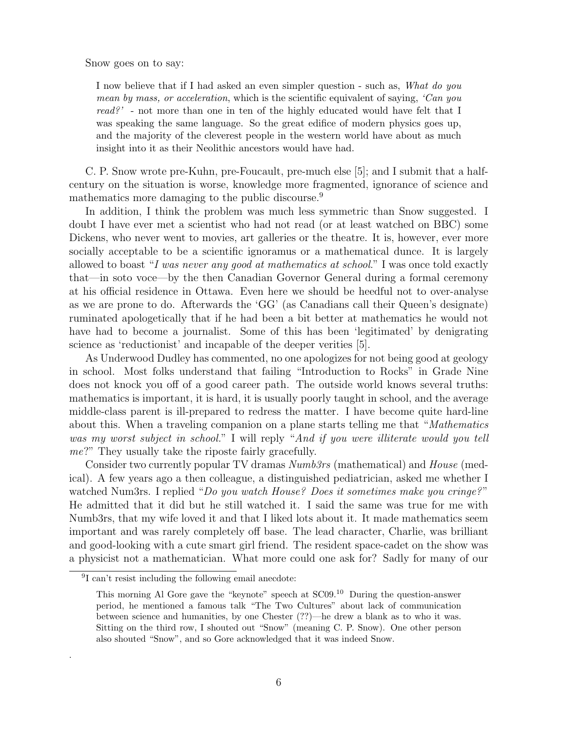Snow goes on to say:

> I now believe that if I had asked an even simpler question - such as, *What do you mean by mass, or acceleration*, which is the scientific equivalent of saying, *'Can you read?'* - not more than one in ten of the highly educated would have felt that I was speaking the same language. So the great edifice of modern physics goes up, and the majority of the cleverest people in the western world have about as much insight into it as their Neolithic ancestors would have had.

C. P. Snow wrote pre-Kuhn, pre-Foucault, pre-much else [5]; and I submit that a half-century on the situation is worse, knowledge more fragmented, ignorance of science and mathematics more damaging to the public discourse.[9]

In addition, I think the problem was much less symmetric than Snow suggested. I doubt I have ever met a scientist who had not read (or at least watched on BBC) some Dickens, who never went to movies, art galleries or the theatre. It is, however, ever more socially acceptable to be a scientific ignoramus or a mathematical dunce. It is largely allowed to boast "*I was never any good at mathematics at school*." I was once told exactly that—in soto voce—by the then Canadian Governor General during a formal ceremony at his official residence in Ottawa. Even here we should be heedful not to over-analyse as we are prone to do. Afterwards the 'GG' (as Canadians call their Queen's designate) ruminated apologetically that if he had been a bit better at mathematics he would not have had to become a journalist. Some of this has been 'legitimated' by denigrating science as 'reductionist' and incapable of the deeper verities [5].

As Underwood Dudley has commented, no one apologizes for not being good at geology in school. Most folks understand that failing "Introduction to Rocks" in Grade Nine does not knock you off of a good career path. The outside world knows several truths: mathematics is important, it is hard, it is usually poorly taught in school, and the average middle-class parent is ill-prepared to redress the matter. I have become quite hard-line about this. When a traveling companion on a plane starts telling me that "*Mathematics was my worst subject in school.*" I will reply "*And if you were illiterate would you tell me*?" They usually take the riposte fairly gracefully.

Consider two currently popular TV dramas *Numb3rs* (mathematical) and *House* (medical). A few years ago a then colleague, a distinguished pediatrician, asked me whether I watched Num3rs. I replied "*Do you watch House? Does it sometimes make you cringe?*" He admitted that it did but he still watched it. I said the same was true for me with Numb3rs, that my wife loved it and that I liked lots about it. It made mathematics seem important and was rarely completely off base. The lead character, Charlie, was brilliant and good-looking with a cute smart girl friend. The resident space-cadet on the show was a physicist not a mathematician. What more could one ask for? Sadly for many of our

---

[9] I can't resist including the following email anecdote:

> This morning Al Gore gave the "keynote" speech at SC09.[10] During the question-answer period, he mentioned a famous talk "The Two Cultures" about lack of communication between science and humanities, by one Chester (??)—he drew a blank as to who it was. Sitting on the third row, I shouted out "Snow" (meaning C. P. Snow). One other person also shouted "Snow", and so Gore acknowledged that it was indeed Snow.

.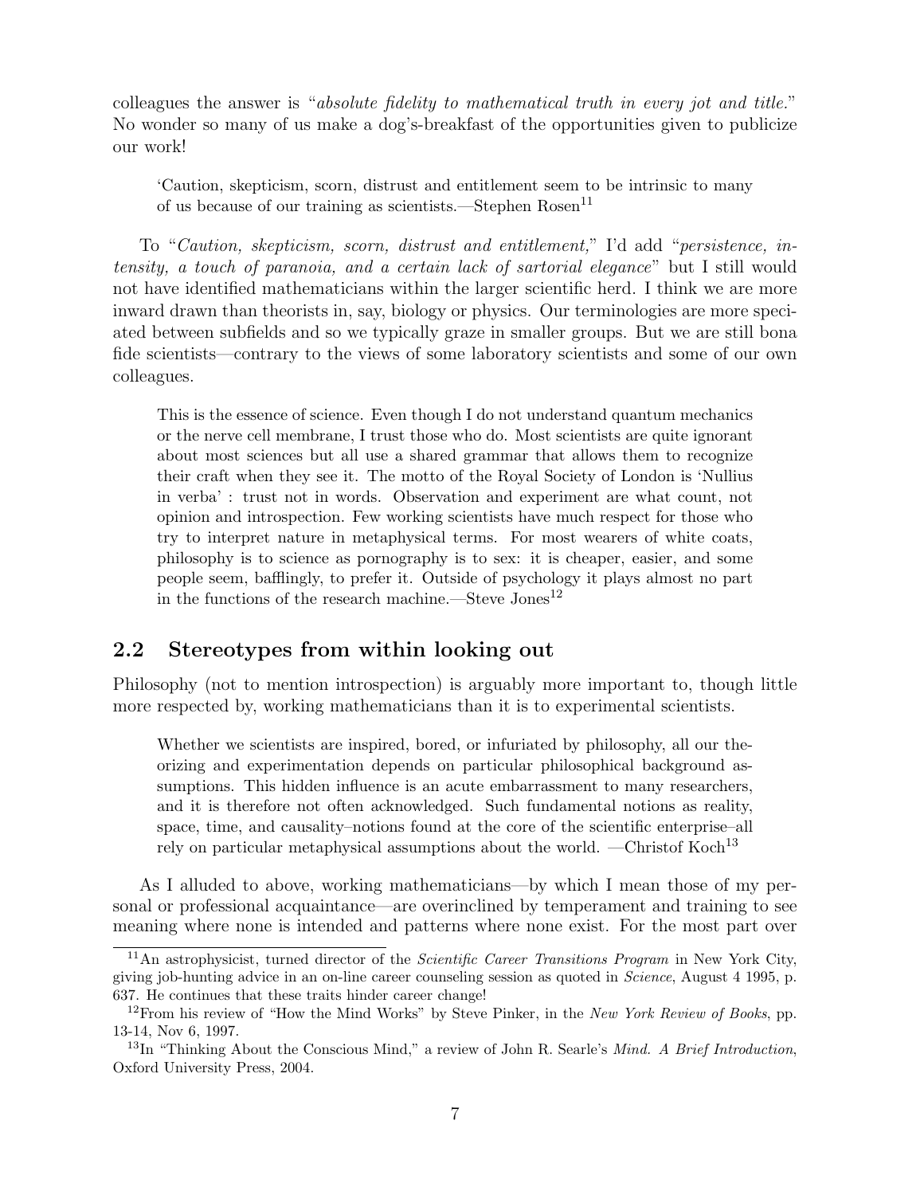colleagues the answer is "*absolute fidelity to mathematical truth in every jot and title.*" No wonder so many of us make a dog's-breakfast of the opportunities given to publicize our work!

> 'Caution, skepticism, scorn, distrust and entitlement seem to be intrinsic to many of us because of our training as scientists.—Stephen Rosen[11]

To "*Caution, skepticism, scorn, distrust and entitlement,*" I'd add "*persistence, intensity, a touch of paranoia, and a certain lack of sartorial elegance*" but I still would not have identified mathematicians within the larger scientific herd. I think we are more inward drawn than theorists in, say, biology or physics. Our terminologies are more speciated between subfields and so we typically graze in smaller groups. But we are still bona fide scientists—contrary to the views of some laboratory scientists and some of our own colleagues.

> This is the essence of science. Even though I do not understand quantum mechanics or the nerve cell membrane, I trust those who do. Most scientists are quite ignorant about most sciences but all use a shared grammar that allows them to recognize their craft when they see it. The motto of the Royal Society of London is 'Nullius in verba' : trust not in words. Observation and experiment are what count, not opinion and introspection. Few working scientists have much respect for those who try to interpret nature in metaphysical terms. For most wearers of white coats, philosophy is to science as pornography is to sex: it is cheaper, easier, and some people seem, bafflingly, to prefer it. Outside of psychology it plays almost no part in the functions of the research machine.—Steve Jones[12]

## 2.2 Stereotypes from within looking out

Philosophy (not to mention introspection) is arguably more important to, though little more respected by, working mathematicians than it is to experimental scientists.

> Whether we scientists are inspired, bored, or infuriated by philosophy, all our theorizing and experimentation depends on particular philosophical background assumptions. This hidden influence is an acute embarrassment to many researchers, and it is therefore not often acknowledged. Such fundamental notions as reality, space, time, and causality–notions found at the core of the scientific enterprise–all rely on particular metaphysical assumptions about the world. —Christof Koch[13]

As I alluded to above, working mathematicians—by which I mean those of my personal or professional acquaintance—are overinclined by temperament and training to see meaning where none is intended and patterns where none exist. For the most part over

---

[11] An astrophysicist, turned director of the *Scientific Career Transitions Program* in New York City, giving job-hunting advice in an on-line career counseling session as quoted in *Science*, August 4 1995, p. 637. He continues that these traits hinder career change!

[12] From his review of "How the Mind Works" by Steve Pinker, in the *New York Review of Books*, pp. 13-14, Nov 6, 1997.

[13] In "Thinking About the Conscious Mind," a review of John R. Searle's *Mind. A Brief Introduction*, Oxford University Press, 2004.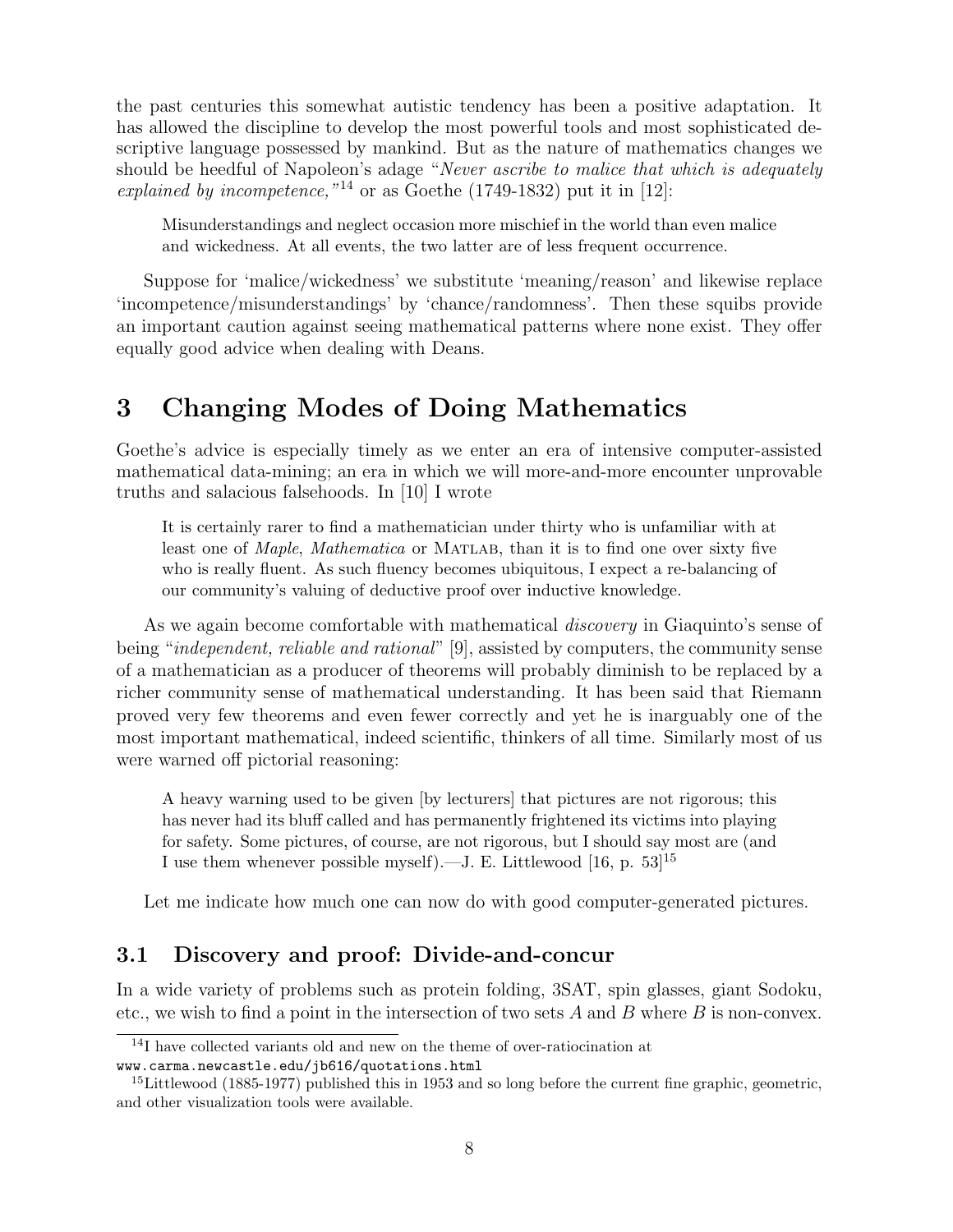the past centuries this somewhat autistic tendency has been a positive adaptation. It has allowed the discipline to develop the most powerful tools and most sophisticated descriptive language possessed by mankind. But as the nature of mathematics changes we should be heedful of Napoleon's adage "*Never ascribe to malice that which is adequately explained by incompetence,*"[14] or as Goethe (1749-1832) put it in [12]:

> Misunderstandings and neglect occasion more mischief in the world than even malice and wickedness. At all events, the two latter are of less frequent occurrence.

Suppose for 'malice/wickedness' we substitute 'meaning/reason' and likewise replace 'incompetence/misunderstandings' by 'chance/randomness'. Then these squibs provide an important caution against seeing mathematical patterns where none exist. They offer equally good advice when dealing with Deans.

# 3 Changing Modes of Doing Mathematics

Goethe's advice is especially timely as we enter an era of intensive computer-assisted mathematical data-mining; an era in which we will more-and-more encounter unprovable truths and salacious falsehoods. In [10] I wrote

> It is certainly rarer to find a mathematician under thirty who is unfamiliar with at least one of *Maple*, *Mathematica* or MATLAB, than it is to find one over sixty five who is really fluent. As such fluency becomes ubiquitous, I expect a re-balancing of our community's valuing of deductive proof over inductive knowledge.

As we again become comfortable with mathematical *discovery* in Giaquinto's sense of being "*independent, reliable and rational*" [9], assisted by computers, the community sense of a mathematician as a producer of theorems will probably diminish to be replaced by a richer community sense of mathematical understanding. It has been said that Riemann proved very few theorems and even fewer correctly and yet he is inarguably one of the most important mathematical, indeed scientific, thinkers of all time. Similarly most of us were warned off pictorial reasoning:

> A heavy warning used to be given [by lecturers] that pictures are not rigorous; this has never had its bluff called and has permanently frightened its victims into playing for safety. Some pictures, of course, are not rigorous, but I should say most are (and I use them whenever possible myself).—J. E. Littlewood [16, p. 53][15]

Let me indicate how much one can now do with good computer-generated pictures.

## 3.1 Discovery and proof: Divide-and-concur

In a wide variety of problems such as protein folding, 3SAT, spin glasses, giant Sodoku, etc., we wish to find a point in the intersection of two sets $A$ and $B$ where $B$ is non-convex.

[14] I have collected variants old and new on the theme of over-ratiocination at www.carma.newcastle.edu/jb616/quotations.html

[15] Littlewood (1885-1977) published this in 1953 and so long before the current fine graphic, geometric, and other visualization tools were available.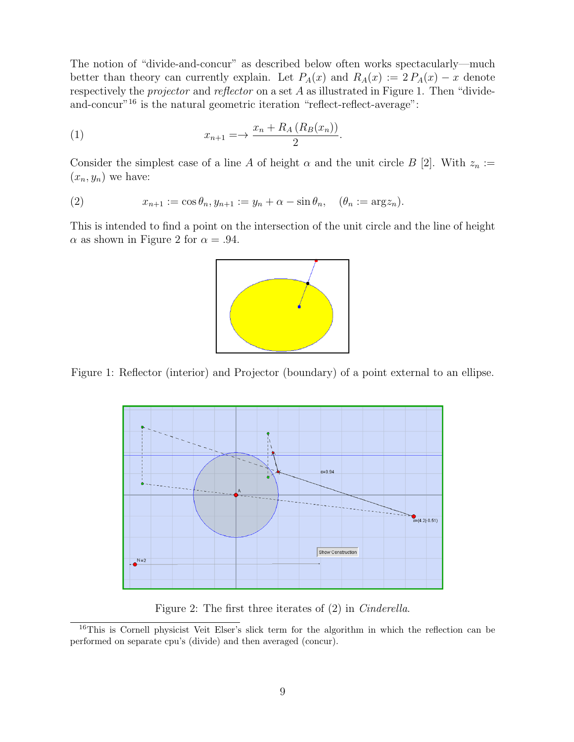The notion of "divide-and-concur" as described below often works spectacularly—much better than theory can currently explain. Let $P_A(x)$ and $R_A(x) := 2\,P_A(x) - x$ denote respectively the *projector* and *reflector* on a set $A$ as illustrated in Figure 1. Then "divide-and-concur"[16] is the natural geometric iteration "reflect-reflect-average":

$$x_{n+1} = \rightarrow \frac{x_n + R_A\left(R_B(x_n)\right)}{2}. \tag{1}$$

Consider the simplest case of a line $A$ of height $\alpha$ and the unit circle $B$ [2]. With $z_n := (x_n, y_n)$ we have:

$$x_{n+1} := \cos\theta_n, y_{n+1} := y_n + \alpha - \sin\theta_n, \quad (\theta_n := \arg z_n). \tag{2}$$

This is intended to find a point on the intersection of the unit circle and the line of height $\alpha$ as shown in Figure 2 for $\alpha = .94$.

Figure 1: Reflector (interior) and Projector (boundary) of a point external to an ellipse.

Figure 2: The first three iterates of (2) in *Cinderella*.

[16] This is Cornell physicist Veit Elser's slick term for the algorithm in which the reflection can be performed on separate cpu's (divide) and then averaged (concur).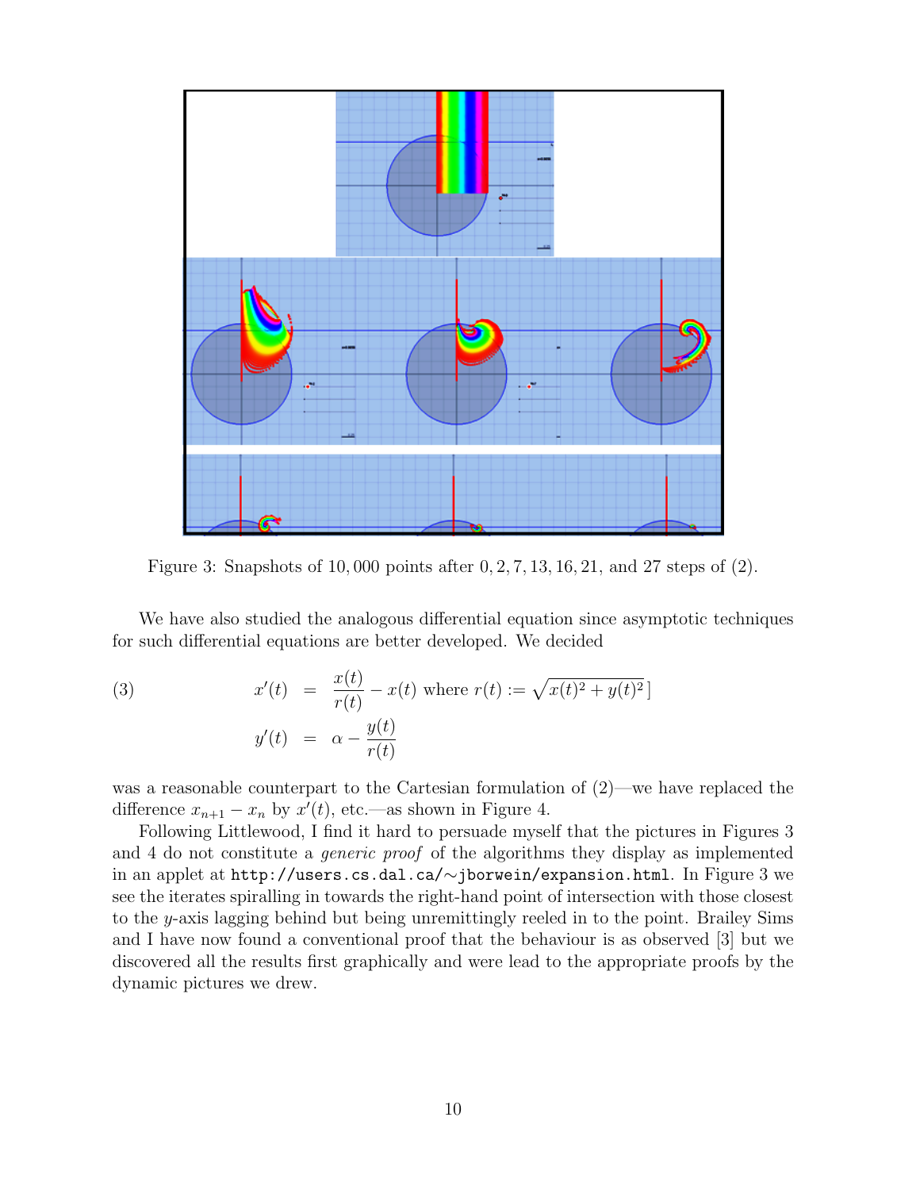Figure 3: Snapshots of 10,000 points after 0, 2, 7, 13, 16, 21, and 27 steps of (2).

We have also studied the analogous differential equation since asymptotic techniques for such differential equations are better developed. We decided

$$
\begin{aligned}
(3) \qquad x'(t) &= \frac{x(t)}{r(t)} - x(t) \text{ where } r(t) := \sqrt{x(t)^2 + y(t)^2}\,] \\
y'(t) &= \alpha - \frac{y(t)}{r(t)}
\end{aligned}
$$

was a reasonable counterpart to the Cartesian formulation of (2)—we have replaced the difference $x_{n+1} - x_n$ by $x'(t)$, etc.—as shown in Figure 4.

Following Littlewood, I find it hard to persuade myself that the pictures in Figures 3 and 4 do not constitute a *generic proof* of the algorithms they display as implemented in an applet at `http://users.cs.dal.ca/~jborwein/expansion.html`. In Figure 3 we see the iterates spiralling in towards the right-hand point of intersection with those closest to the $y$-axis lagging behind but being unremittingly reeled in to the point. Brailey Sims and I have now found a conventional proof that the behaviour is as observed [3] but we discovered all the results first graphically and were lead to the appropriate proofs by the dynamic pictures we drew.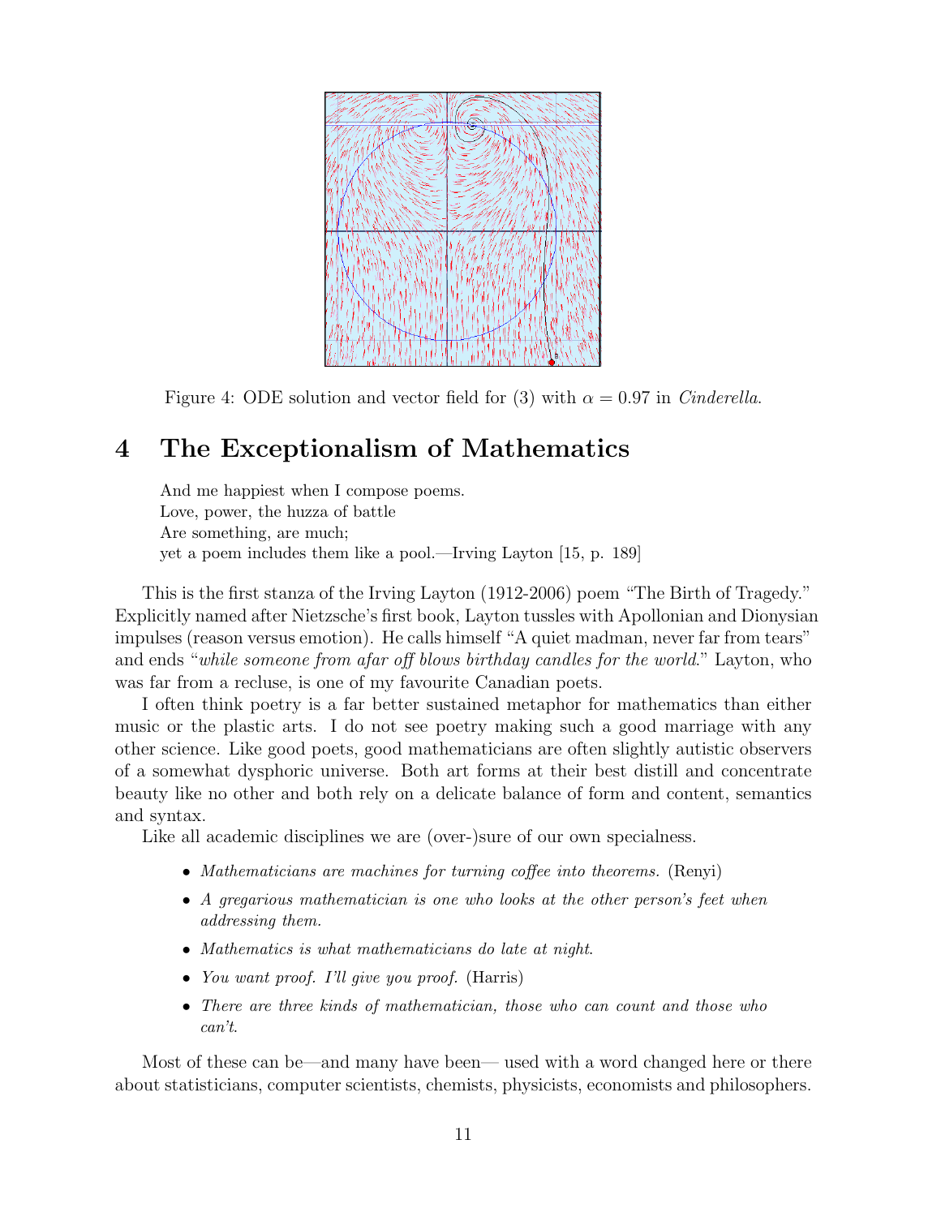Figure 4: ODE solution and vector field for (3) with $\alpha = 0.97$ in *Cinderella*.

## 4 The Exceptionalism of Mathematics

> And me happiest when I compose poems.
> Love, power, the huzza of battle
> Are something, are much;
> yet a poem includes them like a pool.—Irving Layton [15, p. 189]

This is the first stanza of the Irving Layton (1912-2006) poem "The Birth of Tragedy." Explicitly named after Nietzsche's first book, Layton tussles with Apollonian and Dionysian impulses (reason versus emotion). He calls himself "A quiet madman, never far from tears" and ends "*while someone from afar off blows birthday candles for the world*." Layton, who was far from a recluse, is one of my favourite Canadian poets.

I often think poetry is a far better sustained metaphor for mathematics than either music or the plastic arts. I do not see poetry making such a good marriage with any other science. Like good poets, good mathematicians are often slightly autistic observers of a somewhat dysphoric universe. Both art forms at their best distill and concentrate beauty like no other and both rely on a delicate balance of form and content, semantics and syntax.

Like all academic disciplines we are (over-)sure of our own specialness.

- *Mathematicians are machines for turning coffee into theorems.* (Renyi)
- *A gregarious mathematician is one who looks at the other person's feet when addressing them.*
- *Mathematics is what mathematicians do late at night.*
- *You want proof. I'll give you proof.* (Harris)
- *There are three kinds of mathematician, those who can count and those who can't.*

Most of these can be—and many have been— used with a word changed here or there about statisticians, computer scientists, chemists, physicists, economists and philosophers.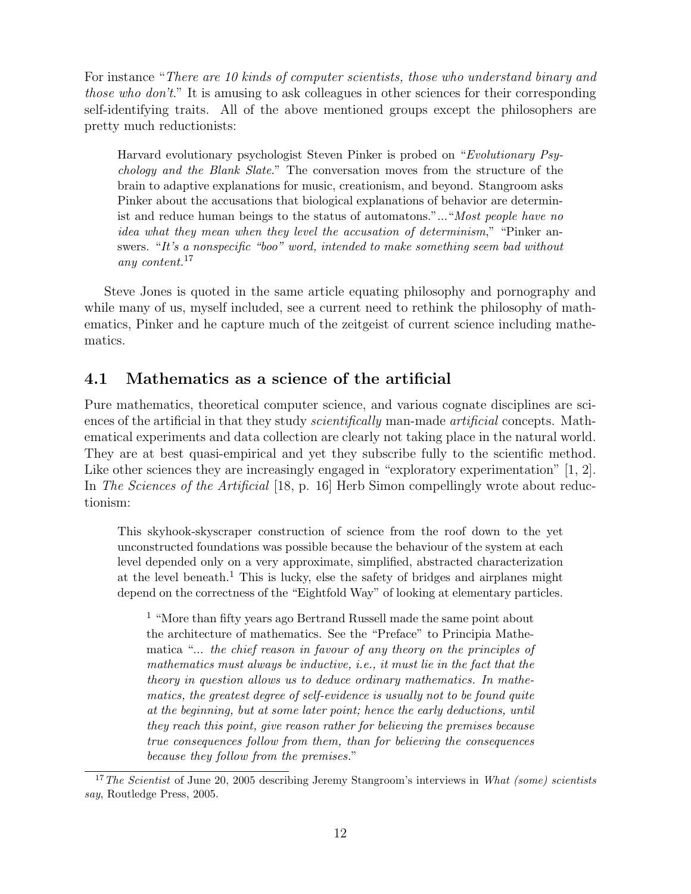For instance "*There are 10 kinds of computer scientists, those who understand binary and those who don't.*" It is amusing to ask colleagues in other sciences for their corresponding self-identifying traits. All of the above mentioned groups except the philosophers are pretty much reductionists:

> Harvard evolutionary psychologist Steven Pinker is probed on "*Evolutionary Psychology and the Blank Slate*." The conversation moves from the structure of the brain to adaptive explanations for music, creationism, and beyond. Stangroom asks Pinker about the accusations that biological explanations of behavior are determinist and reduce human beings to the status of automatons."..."*Most people have no idea what they mean when they level the accusation of determinism*," "Pinker answers. "*It's a nonspecific "boo" word, intended to make something seem bad without any content.*[17]

Steve Jones is quoted in the same article equating philosophy and pornography and while many of us, myself included, see a current need to rethink the philosophy of mathematics, Pinker and he capture much of the zeitgeist of current science including mathematics.

## 4.1 Mathematics as a science of the artificial

Pure mathematics, theoretical computer science, and various cognate disciplines are sciences of the artificial in that they study *scientifically* man-made *artificial* concepts. Mathematical experiments and data collection are clearly not taking place in the natural world. They are at best quasi-empirical and yet they subscribe fully to the scientific method. Like other sciences they are increasingly engaged in "exploratory experimentation" [1, 2]. In *The Sciences of the Artificial* [18, p. 16] Herb Simon compellingly wrote about reductionism:

> This skyhook-skyscraper construction of science from the roof down to the yet unconstructed foundations was possible because the behaviour of the system at each level depended only on a very approximate, simplified, abstracted characterization at the level beneath.[1] This is lucky, else the safety of bridges and airplanes might depend on the correctness of the "Eightfold Way" of looking at elementary particles.
>
> > [1] "More than fifty years ago Bertrand Russell made the same point about the architecture of mathematics. See the "Preface" to Principia Mathematica "*... the chief reason in favour of any theory on the principles of mathematics must always be inductive, i.e., it must lie in the fact that the theory in question allows us to deduce ordinary mathematics. In mathematics, the greatest degree of self-evidence is usually not to be found quite at the beginning, but at some later point; hence the early deductions, until they reach this point, give reason rather for believing the premises because true consequences follow from them, than for believing the consequences because they follow from the premises.*"

[17] *The Scientist* of June 20, 2005 describing Jeremy Stangroom's interviews in *What (some) scientists say*, Routledge Press, 2005.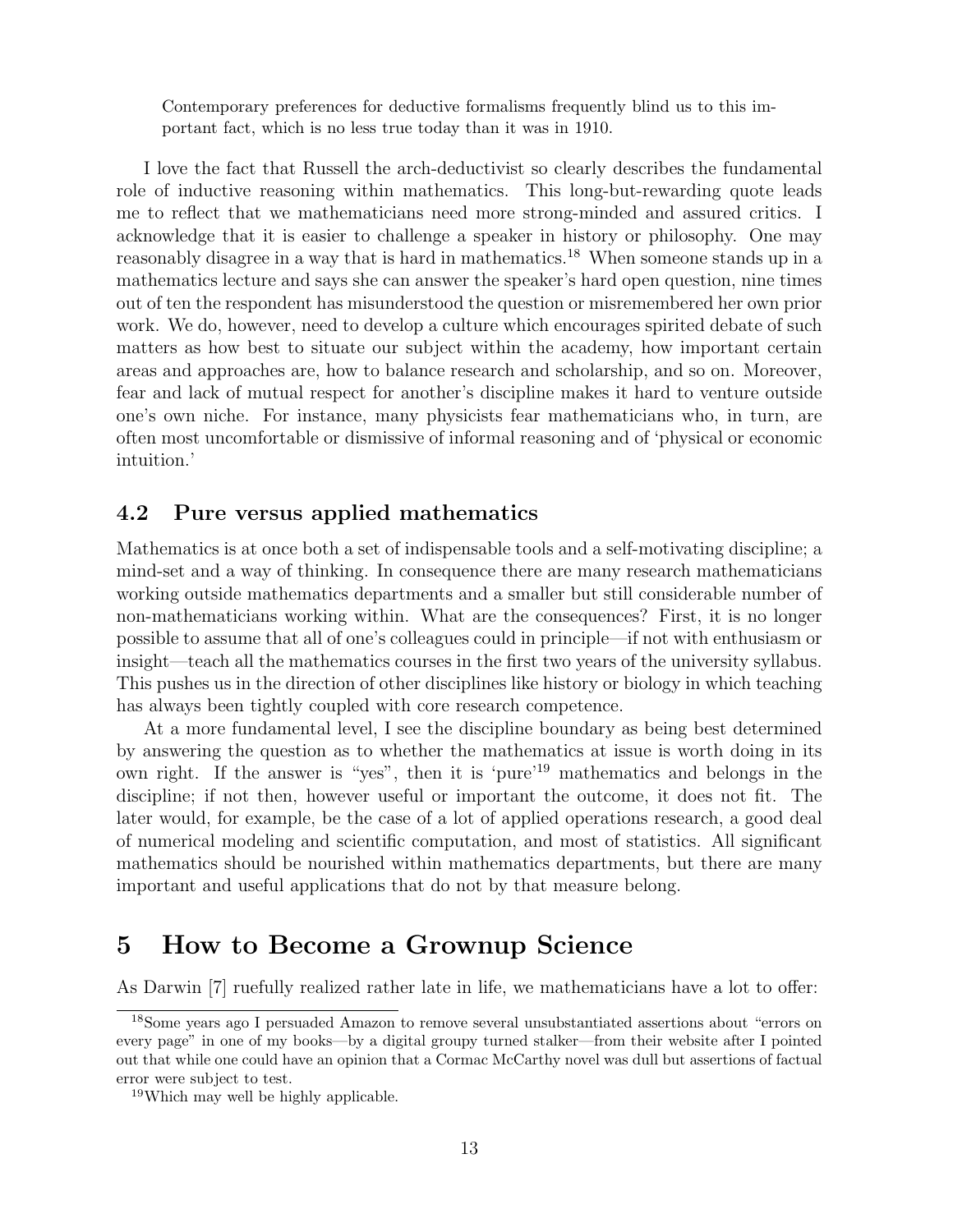> Contemporary preferences for deductive formalisms frequently blind us to this important fact, which is no less true today than it was in 1910.

I love the fact that Russell the arch-deductivist so clearly describes the fundamental role of inductive reasoning within mathematics. This long-but-rewarding quote leads me to reflect that we mathematicians need more strong-minded and assured critics. I acknowledge that it is easier to challenge a speaker in history or philosophy. One may reasonably disagree in a way that is hard in mathematics.[18] When someone stands up in a mathematics lecture and says she can answer the speaker's hard open question, nine times out of ten the respondent has misunderstood the question or misremembered her own prior work. We do, however, need to develop a culture which encourages spirited debate of such matters as how best to situate our subject within the academy, how important certain areas and approaches are, how to balance research and scholarship, and so on. Moreover, fear and lack of mutual respect for another's discipline makes it hard to venture outside one's own niche. For instance, many physicists fear mathematicians who, in turn, are often most uncomfortable or dismissive of informal reasoning and of 'physical or economic intuition.'

### 4.2 Pure versus applied mathematics

Mathematics is at once both a set of indispensable tools and a self-motivating discipline; a mind-set and a way of thinking. In consequence there are many research mathematicians working outside mathematics departments and a smaller but still considerable number of non-mathematicians working within. What are the consequences? First, it is no longer possible to assume that all of one's colleagues could in principle—if not with enthusiasm or insight—teach all the mathematics courses in the first two years of the university syllabus. This pushes us in the direction of other disciplines like history or biology in which teaching has always been tightly coupled with core research competence.

At a more fundamental level, I see the discipline boundary as being best determined by answering the question as to whether the mathematics at issue is worth doing in its own right. If the answer is "yes", then it is 'pure'[19] mathematics and belongs in the discipline; if not then, however useful or important the outcome, it does not fit. The later would, for example, be the case of a lot of applied operations research, a good deal of numerical modeling and scientific computation, and most of statistics. All significant mathematics should be nourished within mathematics departments, but there are many important and useful applications that do not by that measure belong.

## 5 How to Become a Grownup Science

As Darwin [7] ruefully realized rather late in life, we mathematicians have a lot to offer:

[18] Some years ago I persuaded Amazon to remove several unsubstantiated assertions about "errors on every page" in one of my books—by a digital groupy turned stalker—from their website after I pointed out that while one could have an opinion that a Cormac McCarthy novel was dull but assertions of factual error were subject to test.

[19] Which may well be highly applicable.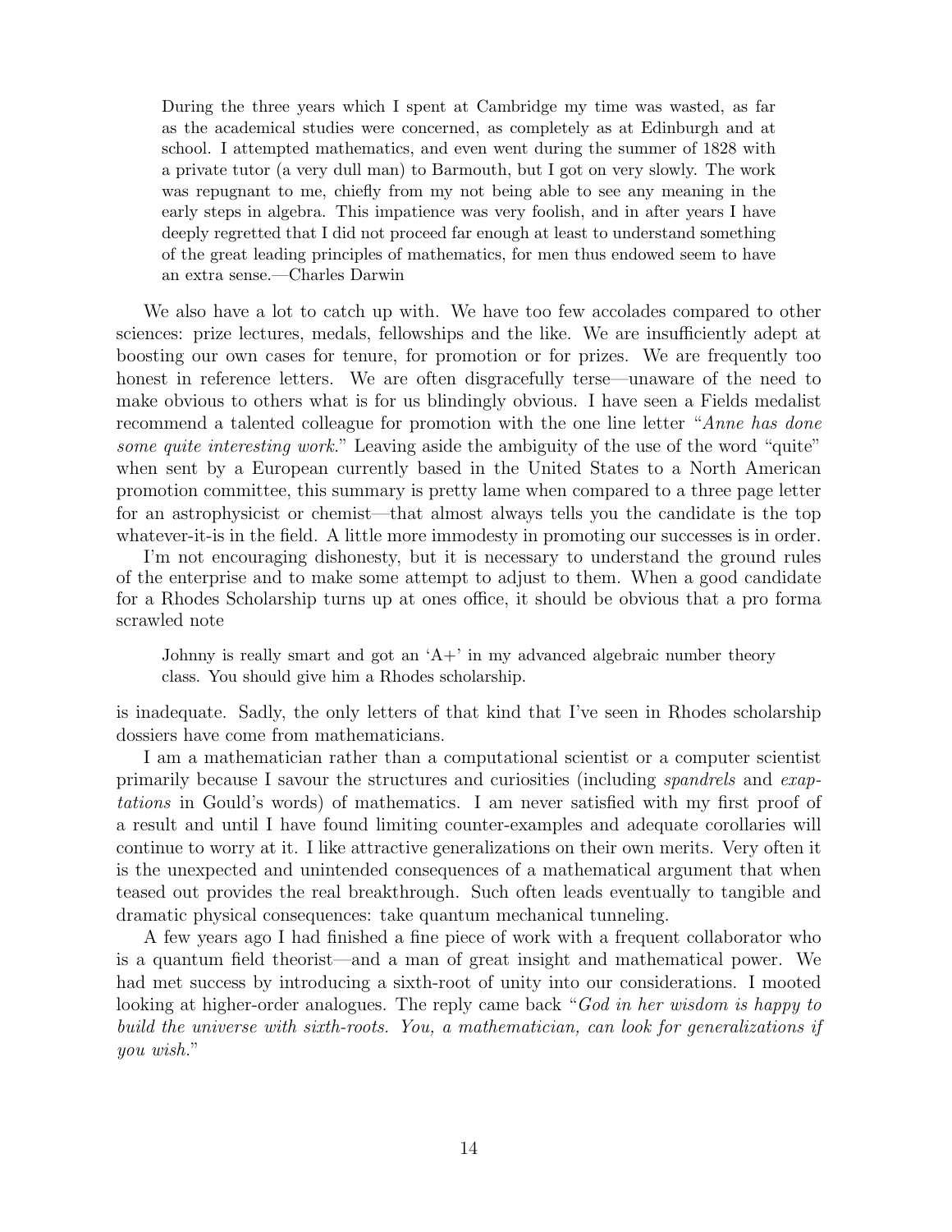> During the three years which I spent at Cambridge my time was wasted, as far as the academical studies were concerned, as completely as at Edinburgh and at school. I attempted mathematics, and even went during the summer of 1828 with a private tutor (a very dull man) to Barmouth, but I got on very slowly. The work was repugnant to me, chiefly from my not being able to see any meaning in the early steps in algebra. This impatience was very foolish, and in after years I have deeply regretted that I did not proceed far enough at least to understand something of the great leading principles of mathematics, for men thus endowed seem to have an extra sense.—Charles Darwin

We also have a lot to catch up with. We have too few accolades compared to other sciences: prize lectures, medals, fellowships and the like. We are insufficiently adept at boosting our own cases for tenure, for promotion or for prizes. We are frequently too honest in reference letters. We are often disgracefully terse—unaware of the need to make obvious to others what is for us blindingly obvious. I have seen a Fields medalist recommend a talented colleague for promotion with the one line letter "*Anne has done some quite interesting work.*" Leaving aside the ambiguity of the use of the word "quite" when sent by a European currently based in the United States to a North American promotion committee, this summary is pretty lame when compared to a three page letter for an astrophysicist or chemist—that almost always tells you the candidate is the top whatever-it-is in the field. A little more immodesty in promoting our successes is in order.

I'm not encouraging dishonesty, but it is necessary to understand the ground rules of the enterprise and to make some attempt to adjust to them. When a good candidate for a Rhodes Scholarship turns up at ones office, it should be obvious that a pro forma scrawled note

> Johnny is really smart and got an 'A+' in my advanced algebraic number theory class. You should give him a Rhodes scholarship.

is inadequate. Sadly, the only letters of that kind that I've seen in Rhodes scholarship dossiers have come from mathematicians.

I am a mathematician rather than a computational scientist or a computer scientist primarily because I savour the structures and curiosities (including *spandrels* and *exaptations* in Gould's words) of mathematics. I am never satisfied with my first proof of a result and until I have found limiting counter-examples and adequate corollaries will continue to worry at it. I like attractive generalizations on their own merits. Very often it is the unexpected and unintended consequences of a mathematical argument that when teased out provides the real breakthrough. Such often leads eventually to tangible and dramatic physical consequences: take quantum mechanical tunneling.

A few years ago I had finished a fine piece of work with a frequent collaborator who is a quantum field theorist—and a man of great insight and mathematical power. We had met success by introducing a sixth-root of unity into our considerations. I mooted looking at higher-order analogues. The reply came back "*God in her wisdom is happy to build the universe with sixth-roots. You, a mathematician, can look for generalizations if you wish.*"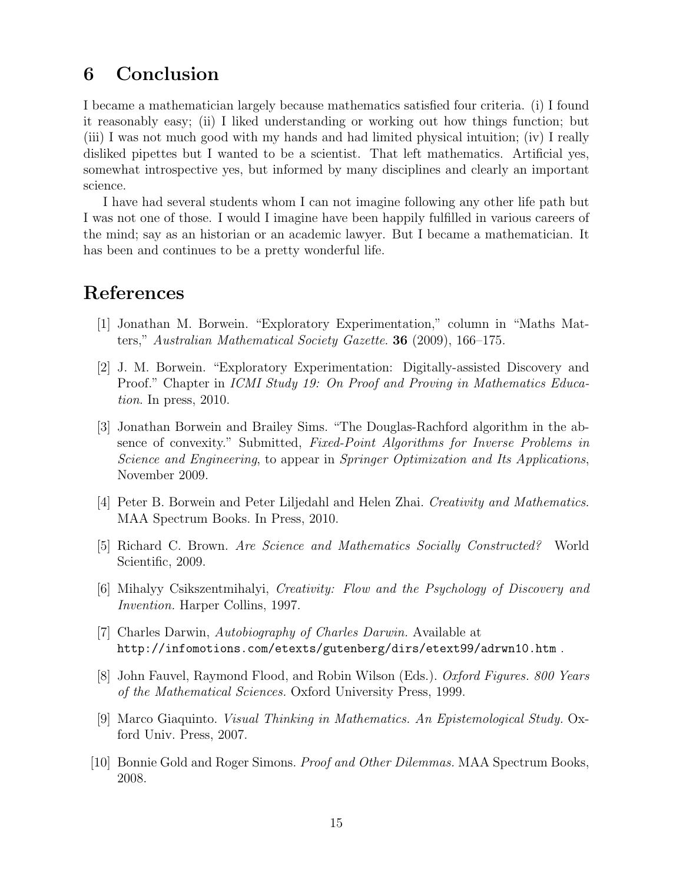## 6 Conclusion

I became a mathematician largely because mathematics satisfied four criteria. (i) I found it reasonably easy; (ii) I liked understanding or working out how things function; but (iii) I was not much good with my hands and had limited physical intuition; (iv) I really disliked pipettes but I wanted to be a scientist. That left mathematics. Artificial yes, somewhat introspective yes, but informed by many disciplines and clearly an important science.

I have had several students whom I can not imagine following any other life path but I was not one of those. I would I imagine have been happily fulfilled in various careers of the mind; say as an historian or an academic lawyer. But I became a mathematician. It has been and continues to be a pretty wonderful life.

## References

[1] Jonathan M. Borwein. "Exploratory Experimentation," column in "Maths Matters," *Australian Mathematical Society Gazette*. **36** (2009), 166–175.

[2] J. M. Borwein. "Exploratory Experimentation: Digitally-assisted Discovery and Proof." Chapter in *ICMI Study 19: On Proof and Proving in Mathematics Education*. In press, 2010.

[3] Jonathan Borwein and Brailey Sims. "The Douglas-Rachford algorithm in the absence of convexity." Submitted, *Fixed-Point Algorithms for Inverse Problems in Science and Engineering*, to appear in *Springer Optimization and Its Applications*, November 2009.

[4] Peter B. Borwein and Peter Liljedahl and Helen Zhai. *Creativity and Mathematics*. MAA Spectrum Books. In Press, 2010.

[5] Richard C. Brown. *Are Science and Mathematics Socially Constructed?* World Scientific, 2009.

[6] Mihalyy Csikszentmihalyi, *Creativity: Flow and the Psychology of Discovery and Invention.* Harper Collins, 1997.

[7] Charles Darwin, *Autobiography of Charles Darwin.* Available at `http://infomotions.com/etexts/gutenberg/dirs/etext99/adrwn10.htm` .

[8] John Fauvel, Raymond Flood, and Robin Wilson (Eds.). *Oxford Figures. 800 Years of the Mathematical Sciences.* Oxford University Press, 1999.

[9] Marco Giaquinto. *Visual Thinking in Mathematics. An Epistemological Study.* Oxford Univ. Press, 2007.

[10] Bonnie Gold and Roger Simons. *Proof and Other Dilemmas.* MAA Spectrum Books, 2008.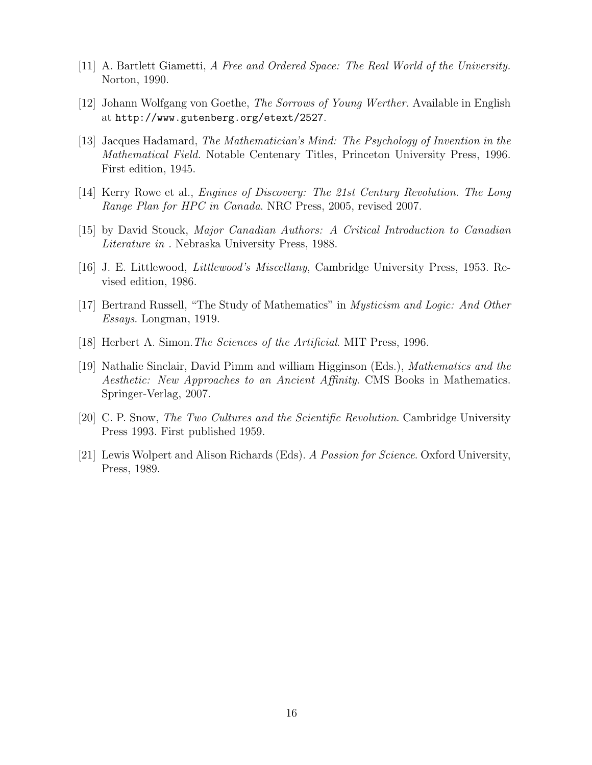[11] A. Bartlett Giametti, *A Free and Ordered Space: The Real World of the University.* Norton, 1990.

[12] Johann Wolfgang von Goethe, *The Sorrows of Young Werther.* Available in English at `http://www.gutenberg.org/etext/2527`.

[13] Jacques Hadamard, *The Mathematician's Mind: The Psychology of Invention in the Mathematical Field.* Notable Centenary Titles, Princeton University Press, 1996. First edition, 1945.

[14] Kerry Rowe et al., *Engines of Discovery: The 21st Century Revolution. The Long Range Plan for HPC in Canada*. NRC Press, 2005, revised 2007.

[15] by David Stouck, *Major Canadian Authors: A Critical Introduction to Canadian Literature in* . Nebraska University Press, 1988.

[16] J. E. Littlewood, *Littlewood's Miscellany*, Cambridge University Press, 1953. Revised edition, 1986.

[17] Bertrand Russell, "The Study of Mathematics" in *Mysticism and Logic: And Other Essays*. Longman, 1919.

[18] Herbert A. Simon.*The Sciences of the Artificial*. MIT Press, 1996.

[19] Nathalie Sinclair, David Pimm and william Higginson (Eds.), *Mathematics and the Aesthetic: New Approaches to an Ancient Affinity*. CMS Books in Mathematics. Springer-Verlag, 2007.

[20] C. P. Snow, *The Two Cultures and the Scientific Revolution*. Cambridge University Press 1993. First published 1959.

[21] Lewis Wolpert and Alison Richards (Eds). *A Passion for Science*. Oxford University, Press, 1989.